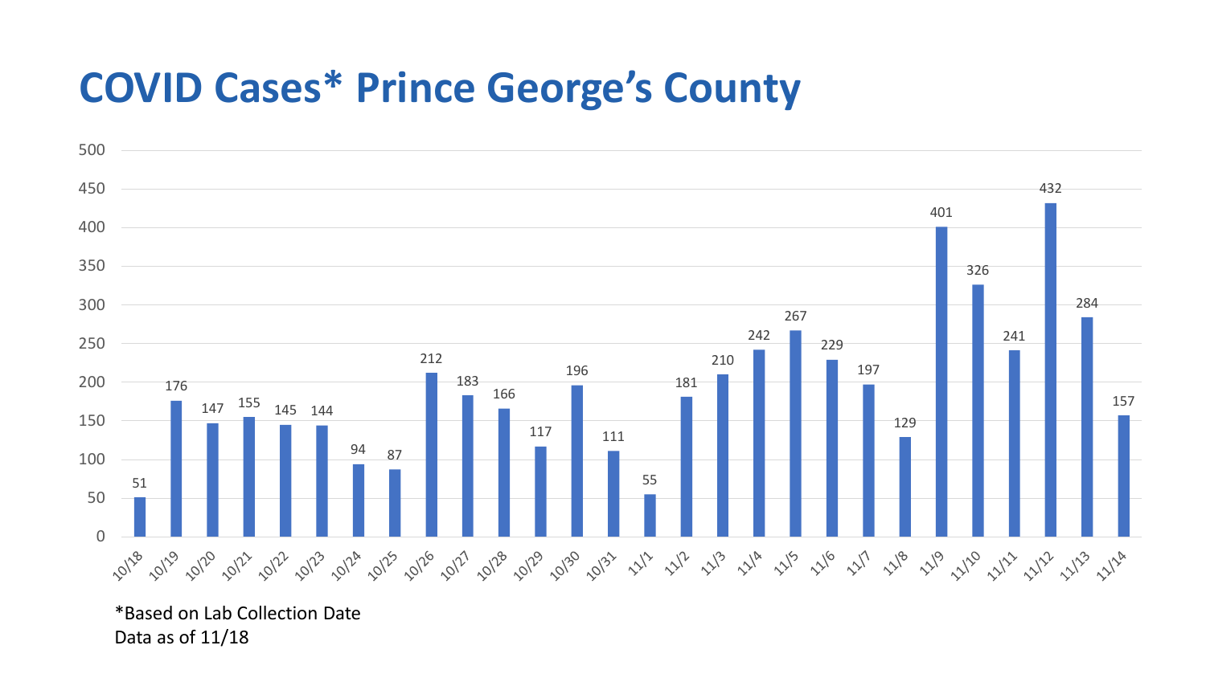# COVID Cases* Prince George's County

| Date | Cases |
|---|---|
| 10/18 | 51 |
| 10/19 | 176 |
| 10/20 | 147 |
| 10/21 | 155 |
| 10/22 | 145 |
| 10/23 | 144 |
| 10/24 | 94 |
| 10/25 | 87 |
| 10/26 | 212 |
| 10/27 | 183 |
| 10/28 | 166 |
| 10/29 | 117 |
| 10/30 | 196 |
| 10/31 | 111 |
| 11/1 | 55 |
| 11/2 | 181 |
| 11/3 | 210 |
| 11/4 | 242 |
| 11/5 | 267 |
| 11/6 | 229 |
| 11/7 | 197 |
| 11/8 | 129 |
| 11/9 | 401 |
| 11/10 | 326 |
| 11/11 | 241 |
| 11/12 | 432 |
| 11/13 | 284 |
| 11/14 | 157 |

*Based on Lab Collection Date
Data as of 11/18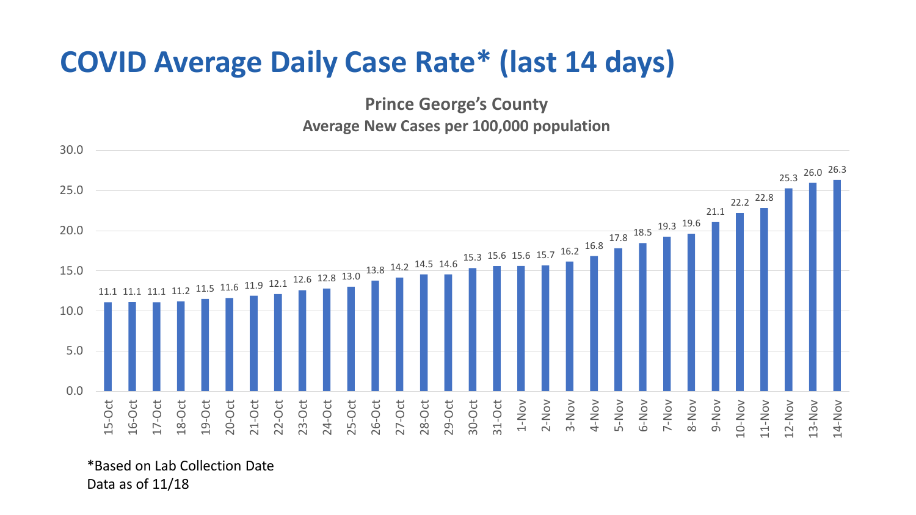# COVID Average Daily Case Rate* (last 14 days)

**Prince George's County**

**Average New Cases per 100,000 population**

| Date | Rate |
|---|---|
| 15-Oct | 11.1 |
| 16-Oct | 11.1 |
| 17-Oct | 11.1 |
| 18-Oct | 11.2 |
| 19-Oct | 11.5 |
| 20-Oct | 11.6 |
| 21-Oct | 11.9 |
| 22-Oct | 12.1 |
| 23-Oct | 12.6 |
| 24-Oct | 12.8 |
| 25-Oct | 13.0 |
| 26-Oct | 13.8 |
| 27-Oct | 14.2 |
| 28-Oct | 14.5 |
| 29-Oct | 14.6 |
| 30-Oct | 15.3 |
| 31-Oct | 15.6 |
| 1-Nov | 15.6 |
| 2-Nov | 15.7 |
| 3-Nov | 16.2 |
| 4-Nov | 16.8 |
| 5-Nov | 17.8 |
| 6-Nov | 18.5 |
| 7-Nov | 19.3 |
| 8-Nov | 19.6 |
| 9-Nov | 21.1 |
| 10-Nov | 22.2 |
| 11-Nov | 22.8 |
| 12-Nov | 25.3 |
| 13-Nov | 26.0 |
| 14-Nov | 26.3 |

*Based on Lab Collection Date
Data as of 11/18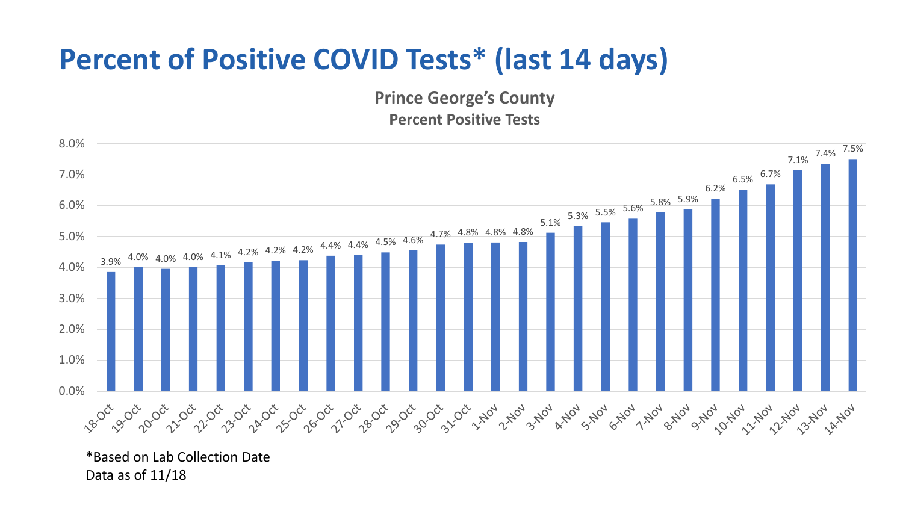# Percent of Positive COVID Tests* (last 14 days)

Prince George's County
Percent Positive Tests

8.0%
7.0%
6.0%
5.0%
4.0%
3.0%
2.0%
1.0%
0.0%

3.9% 4.0% 4.0% 4.0% 4.1% 4.2% 4.2% 4.2% 4.4% 4.4% 4.5% 4.6% 4.7% 4.8% 4.8% 4.8% 5.1% 5.3% 5.5% 5.6% 5.8% 5.9% 6.2% 6.5% 6.7% 7.1% 7.4% 7.5%

18-Oct 19-Oct 20-Oct 21-Oct 22-Oct 23-Oct 24-Oct 25-Oct 26-Oct 27-Oct 28-Oct 29-Oct 30-Oct 31-Oct 1-Nov 2-Nov 3-Nov 4-Nov 5-Nov 6-Nov 7-Nov 8-Nov 9-Nov 10-Nov 11-Nov 12-Nov 13-Nov 14-Nov

*Based on Lab Collection Date
Data as of 11/18